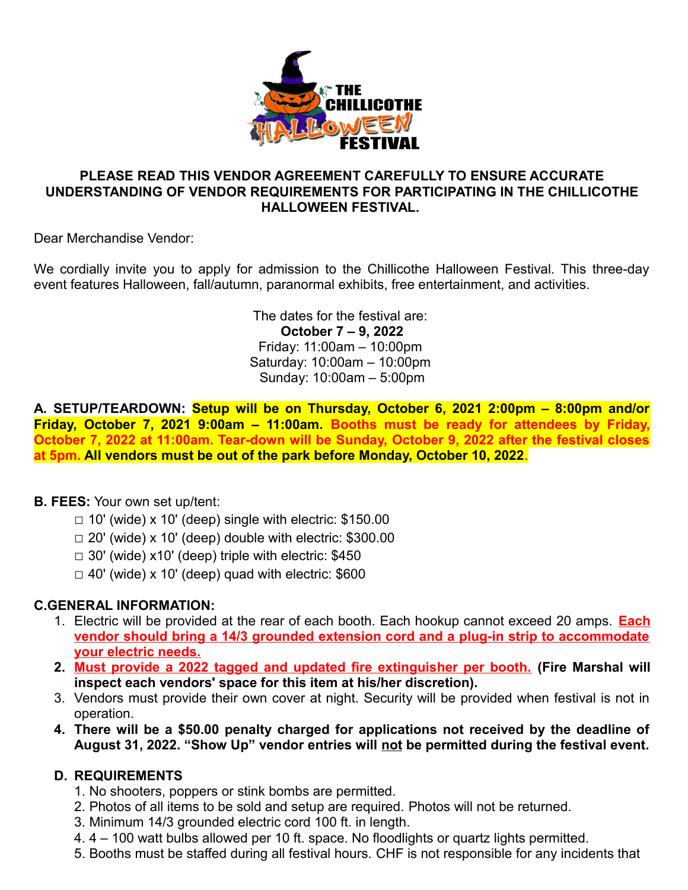**PLEASE READ THIS VENDOR AGREEMENT CAREFULLY TO ENSURE ACCURATE UNDERSTANDING OF VENDOR REQUIREMENTS FOR PARTICIPATING IN THE CHILLICOTHE HALLOWEEN FESTIVAL.**

Dear Merchandise Vendor:

We cordially invite you to apply for admission to the Chillicothe Halloween Festival. This three-day event features Halloween, fall/autumn, paranormal exhibits, free entertainment, and activities.

The dates for the festival are:
**October 7 – 9, 2022**
Friday: 11:00am – 10:00pm
Saturday: 10:00am – 10:00pm
Sunday: 10:00am – 5:00pm

**A. SETUP/TEARDOWN: Setup will be on Thursday, October 6, 2021 2:00pm – 8:00pm and/or Friday, October 7, 2021 9:00am – 11:00am. Booths must be ready for attendees by Friday, October 7, 2022 at 11:00am. Tear-down will be Sunday, October 9, 2022 after the festival closes at 5pm. All vendors must be out of the park before Monday, October 10, 2022**.

**B. FEES:** Your own set up/tent:

- □ 10' (wide) x 10' (deep) single with electric: $150.00
- □ 20' (wide) x 10' (deep) double with electric: $300.00
- □ 30' (wide) x10' (deep) triple with electric: $450
- □ 40' (wide) x 10' (deep) quad with electric: $600

**C.GENERAL INFORMATION:**

1. Electric will be provided at the rear of each booth. Each hookup cannot exceed 20 amps. **Each vendor should bring a 14/3 grounded extension cord and a plug-in strip to accommodate your electric needs.**
2. **Must provide a 2022 tagged and updated fire extinguisher per booth. (Fire Marshal will inspect each vendors' space for this item at his/her discretion).**
3. Vendors must provide their own cover at night. Security will be provided when festival is not in operation.
4. **There will be a $50.00 penalty charged for applications not received by the deadline of August 31, 2022. "Show Up" vendor entries will not be permitted during the festival event.**

**D. REQUIREMENTS**

1. No shooters, poppers or stink bombs are permitted.
2. Photos of all items to be sold and setup are required. Photos will not be returned.
3. Minimum 14/3 grounded electric cord 100 ft. in length.
4. 4 – 100 watt bulbs allowed per 10 ft. space. No floodlights or quartz lights permitted.
5. Booths must be staffed during all festival hours. CHF is not responsible for any incidents that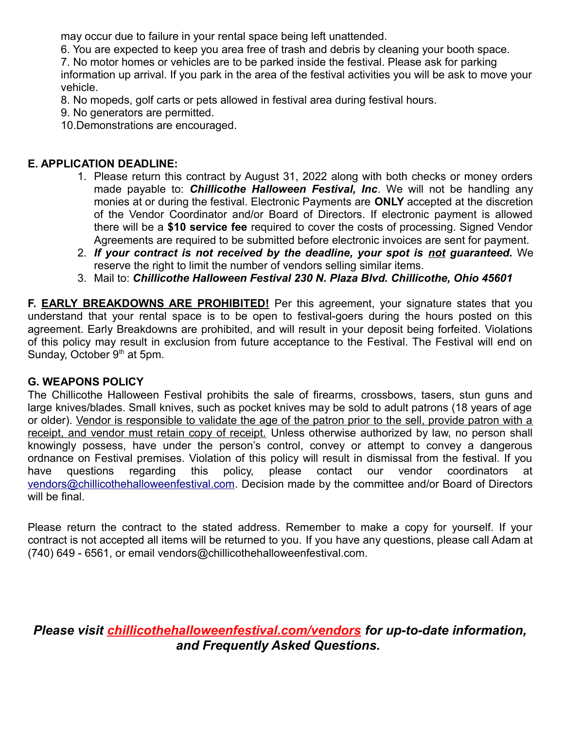may occur due to failure in your rental space being left unattended.

6. You are expected to keep you area free of trash and debris by cleaning your booth space.
7. No motor homes or vehicles are to be parked inside the festival. Please ask for parking information up arrival. If you park in the area of the festival activities you will be ask to move your vehicle.
8. No mopeds, golf carts or pets allowed in festival area during festival hours.
9. No generators are permitted.
10. Demonstrations are encouraged.

### E. APPLICATION DEADLINE:

1. Please return this contract by August 31, 2022 along with both checks or money orders made payable to: ***Chillicothe Halloween Festival, Inc***. We will not be handling any monies at or during the festival. Electronic Payments are **ONLY** accepted at the discretion of the Vendor Coordinator and/or Board of Directors. If electronic payment is allowed there will be a **$10 service fee** required to cover the costs of processing. Signed Vendor Agreements are required to be submitted before electronic invoices are sent for payment.
2. ***If your contract is not received by the deadline, your spot is <u>not</u> guaranteed.*** We reserve the right to limit the number of vendors selling similar items.
3. Mail to: ***Chillicothe Halloween Festival 230 N. Plaza Blvd. Chillicothe, Ohio 45601***

**F. <u>EARLY BREAKDOWNS ARE PROHIBITED!</u>** Per this agreement, your signature states that you understand that your rental space is to be open to festival-goers during the hours posted on this agreement. Early Breakdowns are prohibited, and will result in your deposit being forfeited. Violations of this policy may result in exclusion from future acceptance to the Festival. The Festival will end on Sunday, October 9th at 5pm.

### G. WEAPONS POLICY

The Chillicothe Halloween Festival prohibits the sale of firearms, crossbows, tasers, stun guns and large knives/blades. Small knives, such as pocket knives may be sold to adult patrons (18 years of age or older). <u>Vendor is responsible to validate the age of the patron prior to the sell, provide patron with a receipt, and vendor must retain copy of receipt.</u> Unless otherwise authorized by law, no person shall knowingly possess, have under the person's control, convey or attempt to convey a dangerous ordnance on Festival premises. Violation of this policy will result in dismissal from the festival. If you have questions regarding this policy, please contact our vendor coordinators at vendors@chillicothehalloweenfestival.com. Decision made by the committee and/or Board of Directors will be final.

Please return the contract to the stated address. Remember to make a copy for yourself. If your contract is not accepted all items will be returned to you. If you have any questions, please call Adam at (740) 649 - 6561, or email vendors@chillicothehalloweenfestival.com.

***Please visit <u>chillicothehalloweenfestival.com/vendors</u> for up-to-date information, and Frequently Asked Questions.***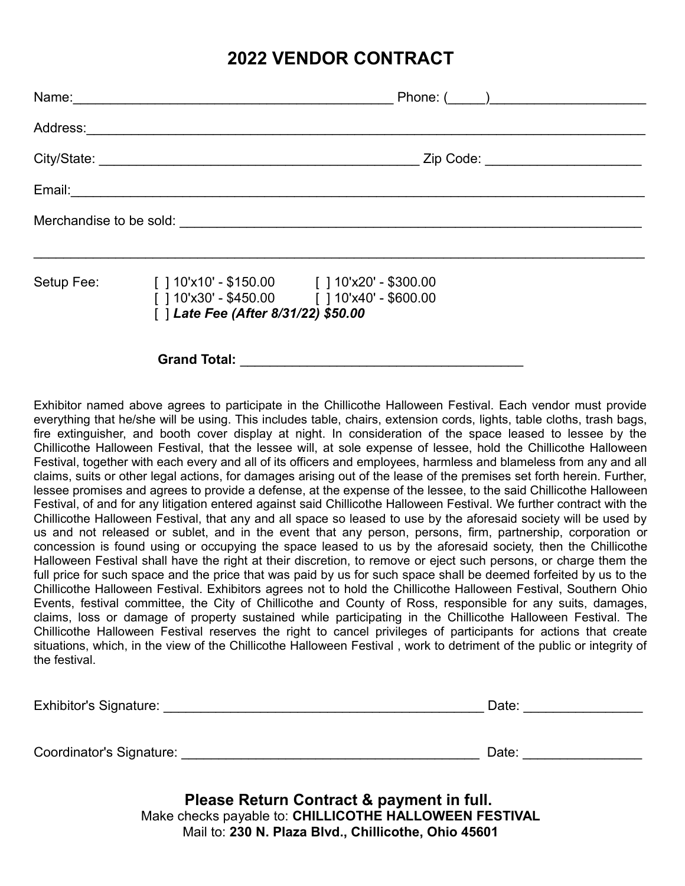# 2022 VENDOR CONTRACT

Name:____________________________________________ Phone: (_____)_____________________

Address:_____________________________________________________________________________

City/State: ____________________________________________ Zip Code: _____________________

Email:_______________________________________________________________________________

Merchandise to be sold: _________________________________________________________________

_____________________________________________________________________________________

Setup Fee: [ ] 10'x10' - $150.00 [ ] 10'x20' - $300.00
[ ] 10'x30' - $450.00 [ ] 10'x40' - $600.00
[ ] ***Late Fee (After 8/31/22) $50.00***

**Grand Total:** ______________________________________

Exhibitor named above agrees to participate in the Chillicothe Halloween Festival. Each vendor must provide everything that he/she will be using. This includes table, chairs, extension cords, lights, table cloths, trash bags, fire extinguisher, and booth cover display at night. In consideration of the space leased to lessee by the Chillicothe Halloween Festival, that the lessee will, at sole expense of lessee, hold the Chillicothe Halloween Festival, together with each every and all of its officers and employees, harmless and blameless from any and all claims, suits or other legal actions, for damages arising out of the lease of the premises set forth herein. Further, lessee promises and agrees to provide a defense, at the expense of the lessee, to the said Chillicothe Halloween Festival, of and for any litigation entered against said Chillicothe Halloween Festival. We further contract with the Chillicothe Halloween Festival, that any and all space so leased to use by the aforesaid society will be used by us and not released or sublet, and in the event that any person, persons, firm, partnership, corporation or concession is found using or occupying the space leased to us by the aforesaid society, then the Chillicothe Halloween Festival shall have the right at their discretion, to remove or eject such persons, or charge them the full price for such space and the price that was paid by us for such space shall be deemed forfeited by us to the Chillicothe Halloween Festival. Exhibitors agrees not to hold the Chillicothe Halloween Festival, Southern Ohio Events, festival committee, the City of Chillicothe and County of Ross, responsible for any suits, damages, claims, loss or damage of property sustained while participating in the Chillicothe Halloween Festival. The Chillicothe Halloween Festival reserves the right to cancel privileges of participants for actions that create situations, which, in the view of the Chillicothe Halloween Festival , work to detriment of the public or integrity of the festival.

Exhibitor's Signature: ____________________________________________ Date: ________________

Coordinator's Signature: _________________________________________ Date: ________________

**Please Return Contract & payment in full.**

Make checks payable to: **CHILLICOTHE HALLOWEEN FESTIVAL**

Mail to: **230 N. Plaza Blvd., Chillicothe, Ohio 45601**